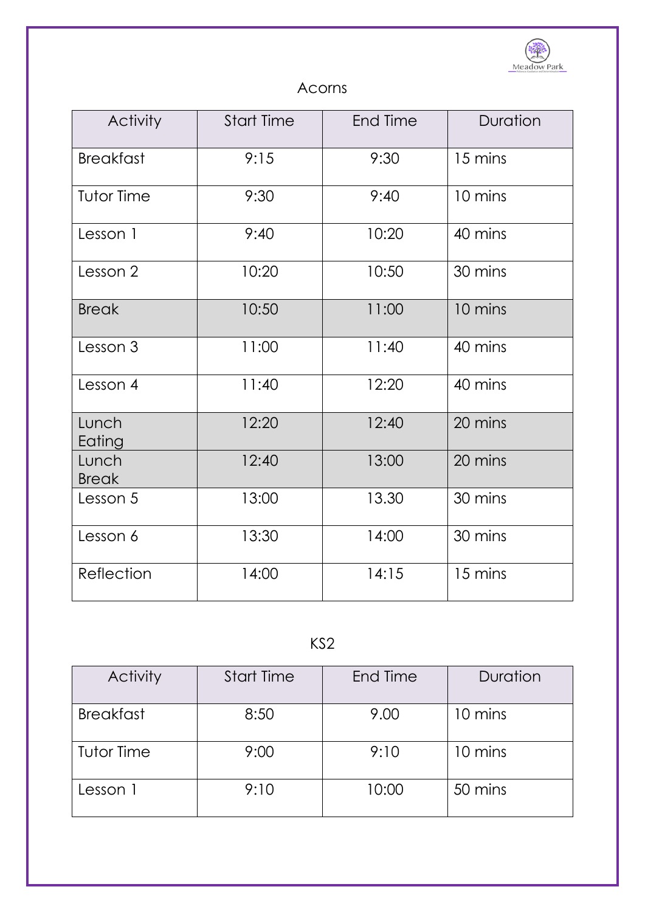## Acorns

| Activity | Start Time | End Time | Duration |
|---|---|---|---|
| Breakfast | 9:15 | 9:30 | 15 mins |
| Tutor Time | 9:30 | 9:40 | 10 mins |
| Lesson 1 | 9:40 | 10:20 | 40 mins |
| Lesson 2 | 10:20 | 10:50 | 30 mins |
| Break | 10:50 | 11:00 | 10 mins |
| Lesson 3 | 11:00 | 11:40 | 40 mins |
| Lesson 4 | 11:40 | 12:20 | 40 mins |
| Lunch Eating | 12:20 | 12:40 | 20 mins |
| Lunch Break | 12:40 | 13:00 | 20 mins |
| Lesson 5 | 13:00 | 13.30 | 30 mins |
| Lesson 6 | 13:30 | 14:00 | 30 mins |
| Reflection | 14:00 | 14:15 | 15 mins |

## KS2

| Activity | Start Time | End Time | Duration |
|---|---|---|---|
| Breakfast | 8:50 | 9.00 | 10 mins |
| Tutor Time | 9:00 | 9:10 | 10 mins |
| Lesson 1 | 9:10 | 10:00 | 50 mins |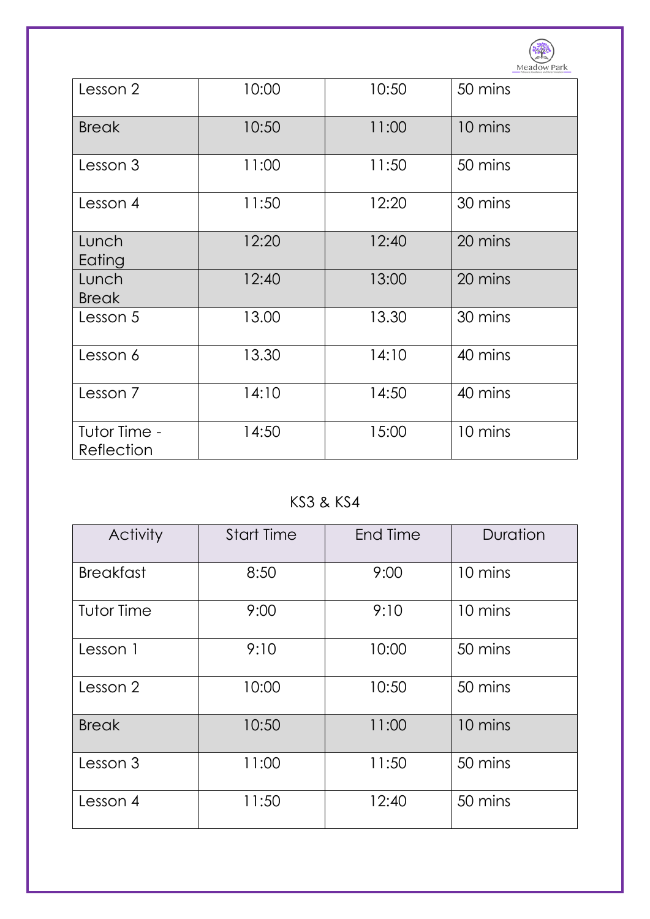| Lesson 2 | 10:00 | 10:50 | 50 mins |
|---|---|---|---|
| Break | 10:50 | 11:00 | 10 mins |
| Lesson 3 | 11:00 | 11:50 | 50 mins |
| Lesson 4 | 11:50 | 12:20 | 30 mins |
| Lunch Eating | 12:20 | 12:40 | 20 mins |
| Lunch Break | 12:40 | 13:00 | 20 mins |
| Lesson 5 | 13.00 | 13.30 | 30 mins |
| Lesson 6 | 13.30 | 14:10 | 40 mins |
| Lesson 7 | 14:10 | 14:50 | 40 mins |
| Tutor Time - Reflection | 14:50 | 15:00 | 10 mins |

KS3 & KS4

| Activity | Start Time | End Time | Duration |
|---|---|---|---|
| Breakfast | 8:50 | 9:00 | 10 mins |
| Tutor Time | 9:00 | 9:10 | 10 mins |
| Lesson 1 | 9:10 | 10:00 | 50 mins |
| Lesson 2 | 10:00 | 10:50 | 50 mins |
| Break | 10:50 | 11:00 | 10 mins |
| Lesson 3 | 11:00 | 11:50 | 50 mins |
| Lesson 4 | 11:50 | 12:40 | 50 mins |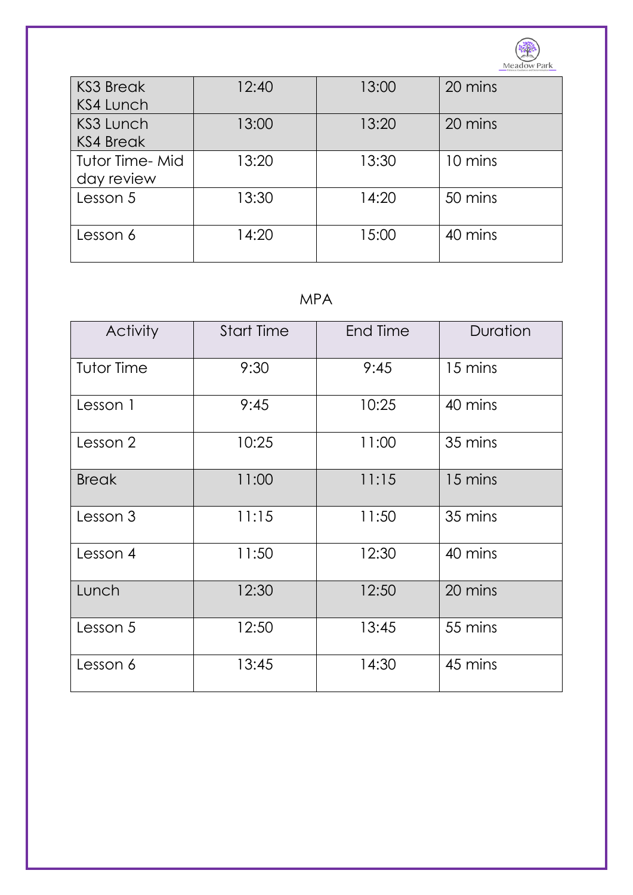| | | | |
|---|---|---|---|
| KS3 Break<br>KS4 Lunch | 12:40 | 13:00 | 20 mins |
| KS3 Lunch<br>KS4 Break | 13:00 | 13:20 | 20 mins |
| Tutor Time- Mid day review | 13:20 | 13:30 | 10 mins |
| Lesson 5 | 13:30 | 14:20 | 50 mins |
| Lesson 6 | 14:20 | 15:00 | 40 mins |

MPA

| Activity | Start Time | End Time | Duration |
|---|---|---|---|
| Tutor Time | 9:30 | 9:45 | 15 mins |
| Lesson 1 | 9:45 | 10:25 | 40 mins |
| Lesson 2 | 10:25 | 11:00 | 35 mins |
| Break | 11:00 | 11:15 | 15 mins |
| Lesson 3 | 11:15 | 11:50 | 35 mins |
| Lesson 4 | 11:50 | 12:30 | 40 mins |
| Lunch | 12:30 | 12:50 | 20 mins |
| Lesson 5 | 12:50 | 13:45 | 55 mins |
| Lesson 6 | 13:45 | 14:30 | 45 mins |